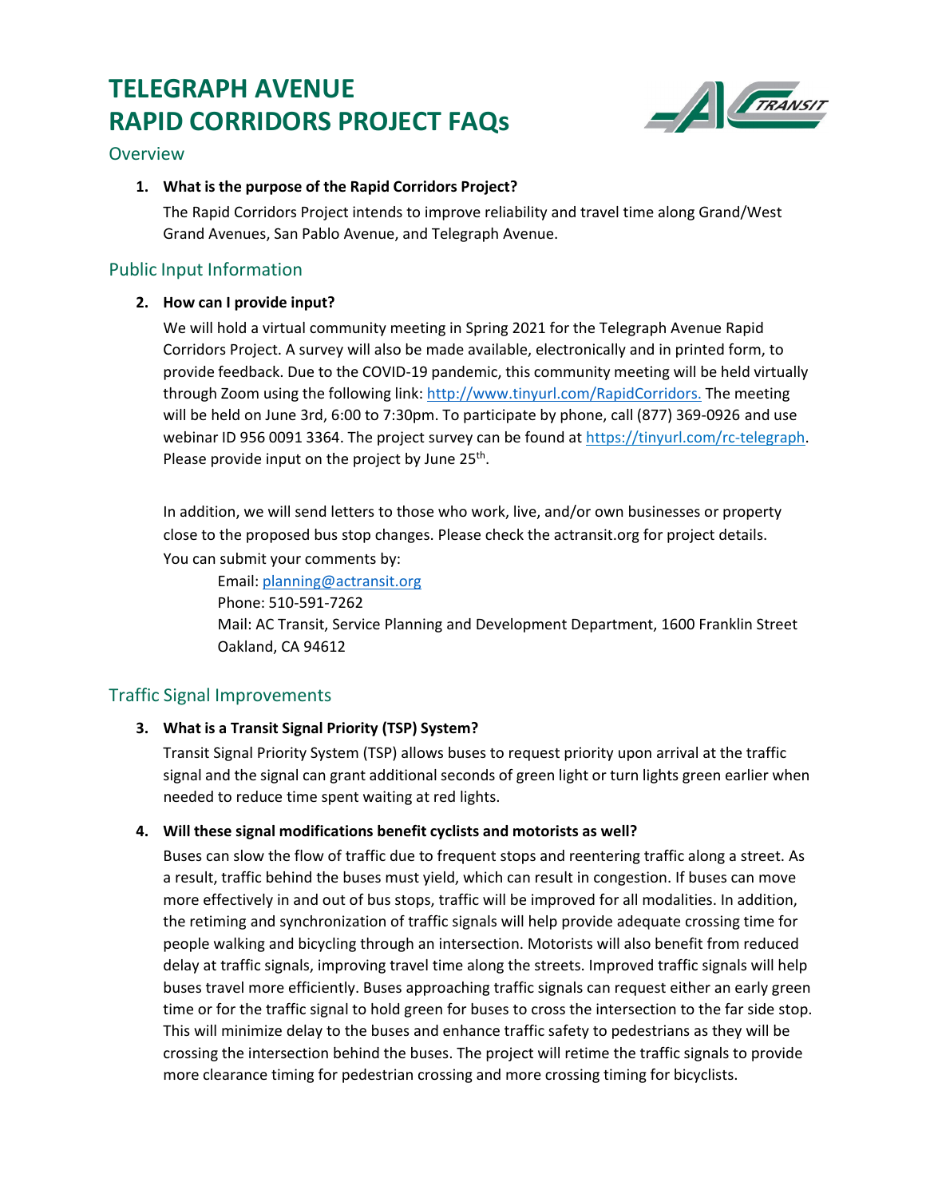# TELEGRAPH AVENUE RAPID CORRIDORS PROJECT FAQs

## Overview

**1. What is the purpose of the Rapid Corridors Project?**

The Rapid Corridors Project intends to improve reliability and travel time along Grand/West Grand Avenues, San Pablo Avenue, and Telegraph Avenue.

## Public Input Information

**2. How can I provide input?**

We will hold a virtual community meeting in Spring 2021 for the Telegraph Avenue Rapid Corridors Project. A survey will also be made available, electronically and in printed form, to provide feedback. Due to the COVID-19 pandemic, this community meeting will be held virtually through Zoom using the following link: http://www.tinyurl.com/RapidCorridors. The meeting will be held on June 3rd, 6:00 to 7:30pm. To participate by phone, call (877) 369-0926 and use webinar ID 956 0091 3364. The project survey can be found at https://tinyurl.com/rc-telegraph. Please provide input on the project by June 25th.

In addition, we will send letters to those who work, live, and/or own businesses or property close to the proposed bus stop changes. Please check the actransit.org for project details.

You can submit your comments by:

Email: planning@actransit.org
Phone: 510-591-7262
Mail: AC Transit, Service Planning and Development Department, 1600 Franklin Street Oakland, CA 94612

## Traffic Signal Improvements

**3. What is a Transit Signal Priority (TSP) System?**

Transit Signal Priority System (TSP) allows buses to request priority upon arrival at the traffic signal and the signal can grant additional seconds of green light or turn lights green earlier when needed to reduce time spent waiting at red lights.

**4. Will these signal modifications benefit cyclists and motorists as well?**

Buses can slow the flow of traffic due to frequent stops and reentering traffic along a street. As a result, traffic behind the buses must yield, which can result in congestion. If buses can move more effectively in and out of bus stops, traffic will be improved for all modalities. In addition, the retiming and synchronization of traffic signals will help provide adequate crossing time for people walking and bicycling through an intersection. Motorists will also benefit from reduced delay at traffic signals, improving travel time along the streets. Improved traffic signals will help buses travel more efficiently. Buses approaching traffic signals can request either an early green time or for the traffic signal to hold green for buses to cross the intersection to the far side stop. This will minimize delay to the buses and enhance traffic safety to pedestrians as they will be crossing the intersection behind the buses. The project will retime the traffic signals to provide more clearance timing for pedestrian crossing and more crossing timing for bicyclists.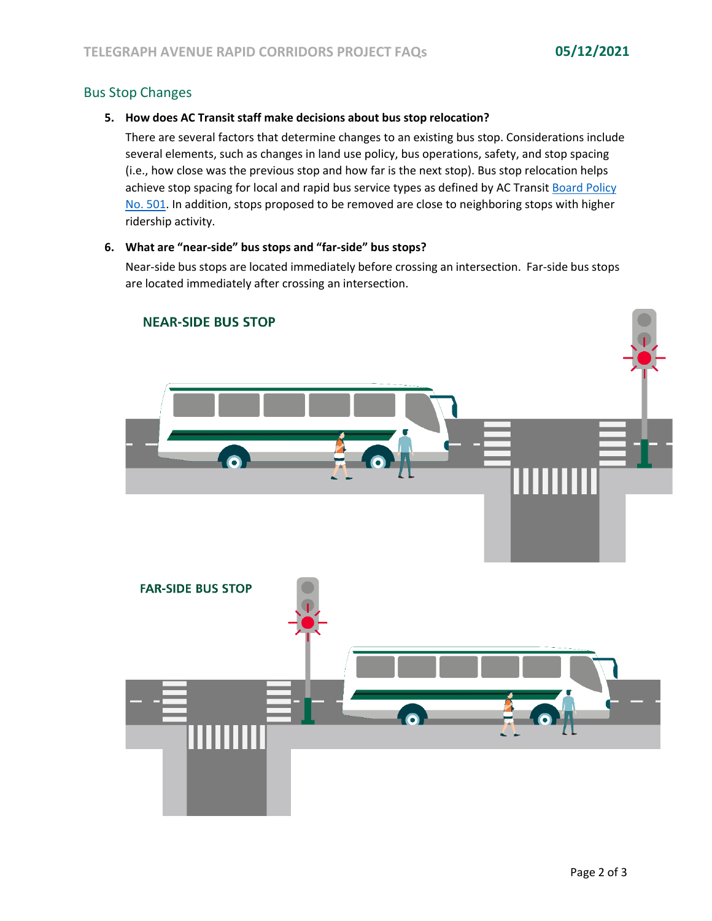## Bus Stop Changes

5. **How does AC Transit staff make decisions about bus stop relocation?**

   There are several factors that determine changes to an existing bus stop. Considerations include several elements, such as changes in land use policy, bus operations, safety, and stop spacing (i.e., how close was the previous stop and how far is the next stop). Bus stop relocation helps achieve stop spacing for local and rapid bus service types as defined by AC Transit [Board Policy No. 501](). In addition, stops proposed to be removed are close to neighboring stops with higher ridership activity.

6. **What are "near-side" bus stops and "far-side" bus stops?**

   Near-side bus stops are located immediately before crossing an intersection. Far-side bus stops are located immediately after crossing an intersection.

NEAR-SIDE BUS STOP

FAR-SIDE BUS STOP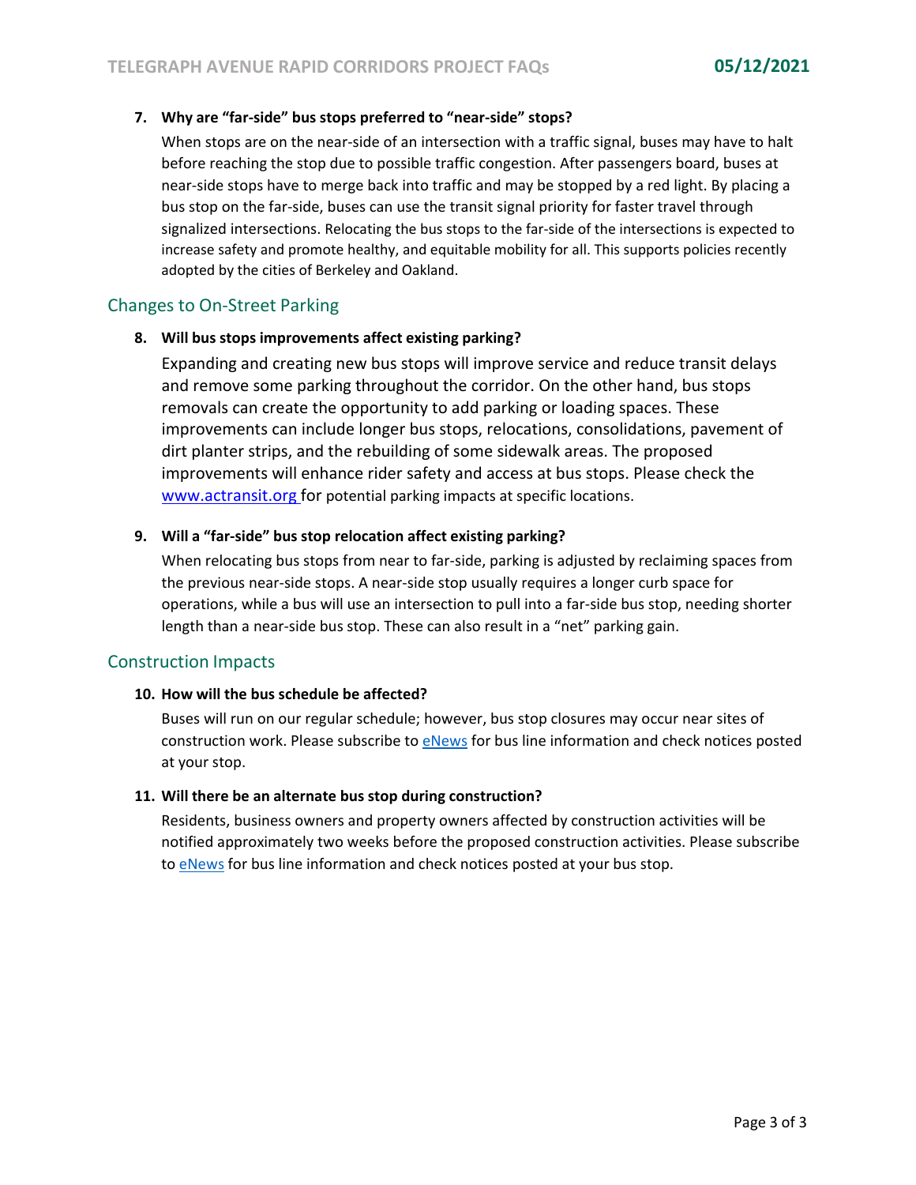7. **Why are "far-side" bus stops preferred to "near-side" stops?**

   When stops are on the near-side of an intersection with a traffic signal, buses may have to halt before reaching the stop due to possible traffic congestion. After passengers board, buses at near-side stops have to merge back into traffic and may be stopped by a red light. By placing a bus stop on the far-side, buses can use the transit signal priority for faster travel through signalized intersections. Relocating the bus stops to the far-side of the intersections is expected to increase safety and promote healthy, and equitable mobility for all. This supports policies recently adopted by the cities of Berkeley and Oakland.

## Changes to On-Street Parking

8. **Will bus stops improvements affect existing parking?**

   Expanding and creating new bus stops will improve service and reduce transit delays and remove some parking throughout the corridor. On the other hand, bus stops removals can create the opportunity to add parking or loading spaces. These improvements can include longer bus stops, relocations, consolidations, pavement of dirt planter strips, and the rebuilding of some sidewalk areas. The proposed improvements will enhance rider safety and access at bus stops. Please check the [www.actransit.org](www.actransit.org) for potential parking impacts at specific locations.

9. **Will a "far-side" bus stop relocation affect existing parking?**

   When relocating bus stops from near to far-side, parking is adjusted by reclaiming spaces from the previous near-side stops. A near-side stop usually requires a longer curb space for operations, while a bus will use an intersection to pull into a far-side bus stop, needing shorter length than a near-side bus stop. These can also result in a "net" parking gain.

## Construction Impacts

10. **How will the bus schedule be affected?**

    Buses will run on our regular schedule; however, bus stop closures may occur near sites of construction work. Please subscribe to eNews for bus line information and check notices posted at your stop.

11. **Will there be an alternate bus stop during construction?**

    Residents, business owners and property owners affected by construction activities will be notified approximately two weeks before the proposed construction activities. Please subscribe to eNews for bus line information and check notices posted at your bus stop.